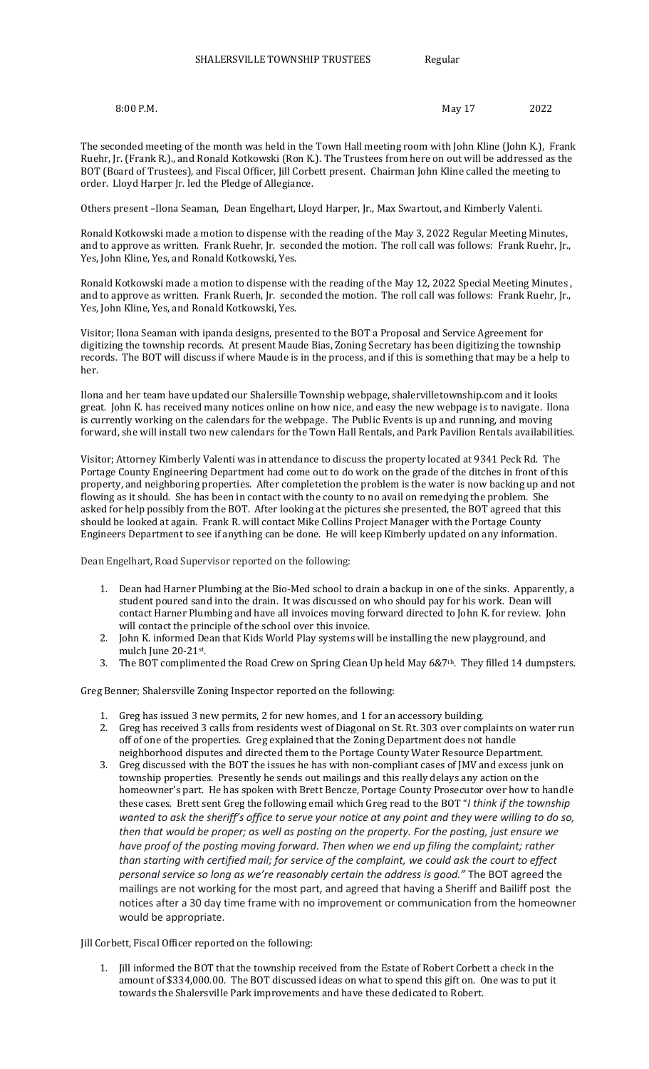SHALERSVILLE TOWNSHIP TRUSTEES Regular

8:00 P.M. May 17 2022

The seconded meeting of the month was held in the Town Hall meeting room with John Kline (John K.), Frank Ruehr, Jr. (Frank R.)., and Ronald Kotkowski (Ron K.). The Trustees from here on out will be addressed as the BOT (Board of Trustees), and Fiscal Officer, Jill Corbett present. Chairman John Kline called the meeting to order. Lloyd Harper Jr. led the Pledge of Allegiance.

Others present –Ilona Seaman, Dean Engelhart, Lloyd Harper, Jr., Max Swartout, and Kimberly Valenti.

Ronald Kotkowski made a motion to dispense with the reading of the May 3, 2022 Regular Meeting Minutes, and to approve as written. Frank Ruehr, Jr. seconded the motion. The roll call was follows: Frank Ruehr, Jr., Yes, John Kline, Yes, and Ronald Kotkowski, Yes.

Ronald Kotkowski made a motion to dispense with the reading of the May 12, 2022 Special Meeting Minutes , and to approve as written. Frank Ruerh, Jr. seconded the motion. The roll call was follows: Frank Ruehr, Jr., Yes, John Kline, Yes, and Ronald Kotkowski, Yes.

Visitor; Ilona Seaman with ipanda designs, presented to the BOT a Proposal and Service Agreement for digitizing the township records. At present Maude Bias, Zoning Secretary has been digitizing the township records. The BOT will discuss if where Maude is in the process, and if this is something that may be a help to her.

Ilona and her team have updated our Shalersille Township webpage, shalervilletownship.com and it looks great. John K. has received many notices online on how nice, and easy the new webpage is to navigate. Ilona is currently working on the calendars for the webpage. The Public Events is up and running, and moving forward, she will install two new calendars for the Town Hall Rentals, and Park Pavilion Rentals availabilities.

Visitor; Attorney Kimberly Valenti was in attendance to discuss the property located at 9341 Peck Rd. The Portage County Engineering Department had come out to do work on the grade of the ditches in front of this property, and neighboring properties. After completetion the problem is the water is now backing up and not flowing as it should. She has been in contact with the county to no avail on remedying the problem. She asked for help possibly from the BOT. After looking at the pictures she presented, the BOT agreed that this should be looked at again. Frank R. will contact Mike Collins Project Manager with the Portage County Engineers Department to see if anything can be done. He will keep Kimberly updated on any information.

Dean Engelhart, Road Supervisor reported on the following:

1. Dean had Harner Plumbing at the Bio-Med school to drain a backup in one of the sinks. Apparently, a student poured sand into the drain. It was discussed on who should pay for his work. Dean will contact Harner Plumbing and have all invoices moving forward directed to John K. for review. John will contact the principle of the school over this invoice.
2. John K. informed Dean that Kids World Play systems will be installing the new playground, and mulch June 20-21st.
3. The BOT complimented the Road Crew on Spring Clean Up held May 6&7th. They filled 14 dumpsters.

Greg Benner; Shalersville Zoning Inspector reported on the following:

1. Greg has issued 3 new permits, 2 for new homes, and 1 for an accessory building.
2. Greg has received 3 calls from residents west of Diagonal on St. Rt. 303 over complaints on water run off of one of the properties. Greg explained that the Zoning Department does not handle neighborhood disputes and directed them to the Portage County Water Resource Department.
3. Greg discussed with the BOT the issues he has with non-compliant cases of JMV and excess junk on township properties. Presently he sends out mailings and this really delays any action on the homeowner's part. He has spoken with Brett Bencze, Portage County Prosecutor over how to handle these cases. Brett sent Greg the following email which Greg read to the BOT "*I think if the township wanted to ask the sheriff's office to serve your notice at any point and they were willing to do so, then that would be proper; as well as posting on the property. For the posting, just ensure we have proof of the posting moving forward. Then when we end up filing the complaint; rather than starting with certified mail; for service of the complaint, we could ask the court to effect personal service so long as we're reasonably certain the address is good."* The BOT agreed the mailings are not working for the most part, and agreed that having a Sheriff and Bailiff post the notices after a 30 day time frame with no improvement or communication from the homeowner would be appropriate.

Jill Corbett, Fiscal Officer reported on the following:

1. Jill informed the BOT that the township received from the Estate of Robert Corbett a check in the amount of $334,000.00. The BOT discussed ideas on what to spend this gift on. One was to put it towards the Shalersville Park improvements and have these dedicated to Robert.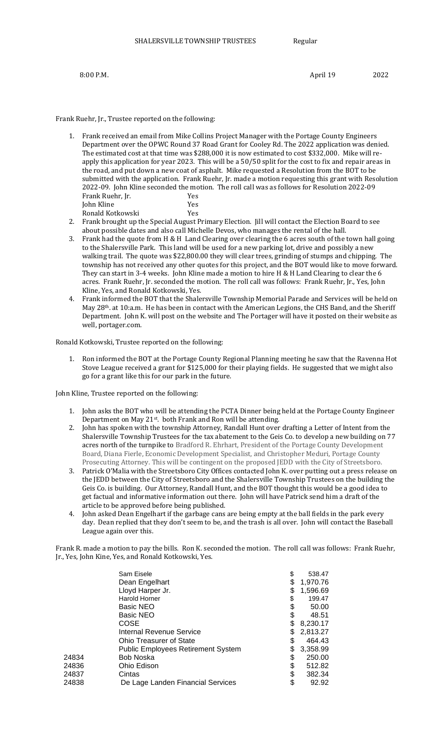SHALERSVILLE TOWNSHIP TRUSTEES Regular

8:00 P.M. April 19 2022

Frank Ruehr, Jr., Trustee reported on the following:

1. Frank received an email from Mike Collins Project Manager with the Portage County Engineers Department over the OPWC Round 37 Road Grant for Cooley Rd. The 2022 application was denied. The estimated cost at that time was $288,000 it is now estimated to cost $332,000. Mike will re-apply this application for year 2023. This will be a 50/50 split for the cost to fix and repair areas in the road, and put down a new coat of asphalt. Mike requested a Resolution from the BOT to be submitted with the application. Frank Ruehr, Jr. made a motion requesting this grant with Resolution 2022-09. John Kline seconded the motion. The roll call was as follows for Resolution 2022-09
   Frank Ruehr, Jr. Yes
   John Kline Yes
   Ronald Kotkowski Yes
2. Frank brought up the Special August Primary Election. Jill will contact the Election Board to see about possible dates and also call Michelle Devos, who manages the rental of the hall.
3. Frank had the quote from H & H Land Clearing over clearing the 6 acres south of the town hall going to the Shalersville Park. This land will be used for a new parking lot, drive and possibly a new walking trail. The quote was $22,800.00 they will clear trees, grinding of stumps and chipping. The township has not received any other quotes for this project, and the BOT would like to move forward. They can start in 3-4 weeks. John Kline made a motion to hire H & H Land Clearing to clear the 6 acres. Frank Ruehr, Jr. seconded the motion. The roll call was follows: Frank Ruehr, Jr., Yes, John Kline, Yes, and Ronald Kotkowski, Yes.
4. Frank informed the BOT that the Shalersville Township Memorial Parade and Services will be held on May 28th. at 10:a.m. He has been in contact with the American Legions, the CHS Band, and the Sheriff Department. John K. will post on the website and The Portager will have it posted on their website as well, portager.com.

Ronald Kotkowski, Trustee reported on the following:

1. Ron informed the BOT at the Portage County Regional Planning meeting he saw that the Ravenna Hot Stove League received a grant for $125,000 for their playing fields. He suggested that we might also go for a grant like this for our park in the future.

John Kline, Trustee reported on the following:

1. John asks the BOT who will be attending the PCTA Dinner being held at the Portage County Engineer Department on May 21st. both Frank and Ron will be attending.
2. John has spoken with the township Attorney, Randall Hunt over drafting a Letter of Intent from the Shalersville Township Trustees for the tax abatement to the Geis Co. to develop a new building on 77 acres north of the turnpike to Bradford R. Ehrhart, President of the Portage County Development Board, Diana Fierle, Economic Development Specialist, and Christopher Meduri, Portage County Prosecuting Attorney. This will be contingent on the proposed JEDD with the City of Streetsboro.
3. Patrick O'Malia with the Streetsboro City Offices contacted John K. over putting out a press release on the JEDD between the City of Streetsboro and the Shalersville Township Trustees on the building the Geis Co. is building. Our Attorney, Randall Hunt, and the BOT thought this would be a good idea to get factual and informative information out there. John will have Patrick send him a draft of the article to be approved before being published.
4. John asked Dean Engelhart if the garbage cans are being empty at the ball fields in the park every day. Dean replied that they don't seem to be, and the trash is all over. John will contact the Baseball League again over this.

Frank R. made a motion to pay the bills. Ron K. seconded the motion. The roll call was follows: Frank Ruehr, Jr., Yes, John Kine, Yes, and Ronald Kotkowski, Yes.

| | | |
|---|---|---|
| | Sam Eisele | $ 538.47 |
| | Dean Engelhart | $ 1,970.76 |
| | Lloyd Harper Jr. | $ 1,596.69 |
| | Harold Horner | $ 199.47 |
| | Basic NEO | $ 50.00 |
| | Basic NEO | $ 48.51 |
| | COSE | $ 8,230.17 |
| | Internal Revenue Service | $ 2,813.27 |
| | Ohio Treasurer of State | $ 464.43 |
| | Public Employees Retirement System | $ 3,358.99 |
| 24834 | Bob Noska | $ 250.00 |
| 24836 | Ohio Edison | $ 512.82 |
| 24837 | Cintas | $ 382.34 |
| 24838 | De Lage Landen Financial Services | $ 92.92 |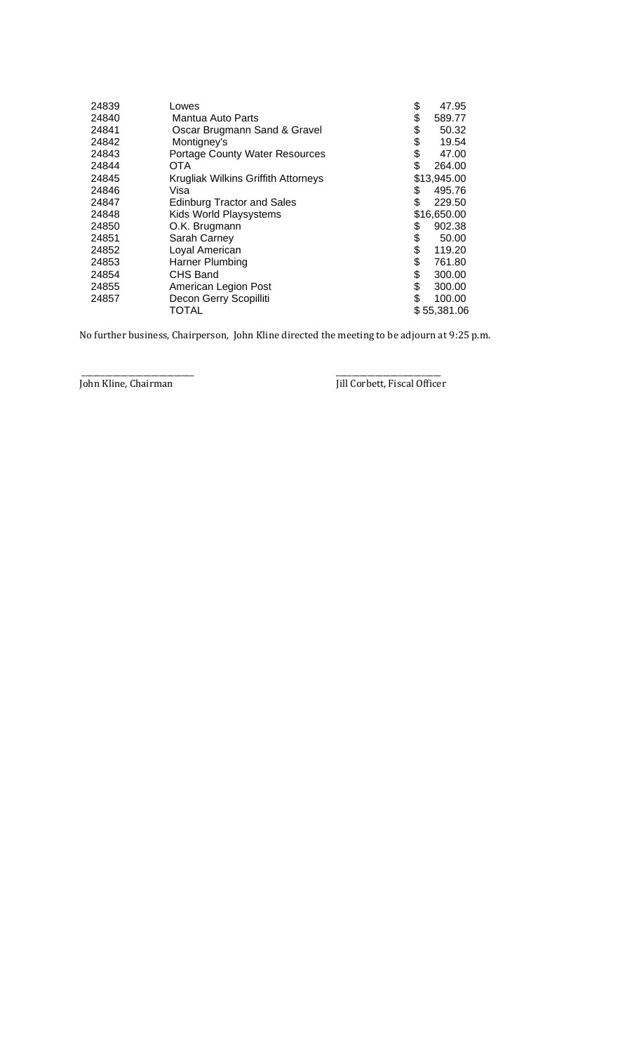| | | |
|---|---|---|
| 24839 | Lowes | $ 47.95 |
| 24840 | Mantua Auto Parts | $ 589.77 |
| 24841 | Oscar Brugmann Sand & Gravel | $ 50.32 |
| 24842 | Montigney's | $ 19.54 |
| 24843 | Portage County Water Resources | $ 47.00 |
| 24844 | OTA | $ 264.00 |
| 24845 | Krugliak Wilkins Griffith Attorneys | $13,945.00 |
| 24846 | Visa | $ 495.76 |
| 24847 | Edinburg Tractor and Sales | $ 229.50 |
| 24848 | Kids World Playsystems | $16,650.00 |
| 24850 | O.K. Brugmann | $ 902.38 |
| 24851 | Sarah Carney | $ 50.00 |
| 24852 | Loyal American | $ 119.20 |
| 24853 | Harner Plumbing | $ 761.80 |
| 24854 | CHS Band | $ 300.00 |
| 24855 | American Legion Post | $ 300.00 |
| 24857 | Decon Gerry Scopilliti | $ 100.00 |
| | TOTAL | $ 55,381.06 |

No further business, Chairperson, John Kline directed the meeting to be adjourn at 9:25 p.m.

\_\_\_\_\_\_\_\_\_\_\_\_\_\_\_\_\_\_\_\_\_\_\_\_\_\_\_\_
John Kline, Chairman

\_\_\_\_\_\_\_\_\_\_\_\_\_\_\_\_\_\_\_\_\_\_\_\_\_\_\_\_
Jill Corbett, Fiscal Officer